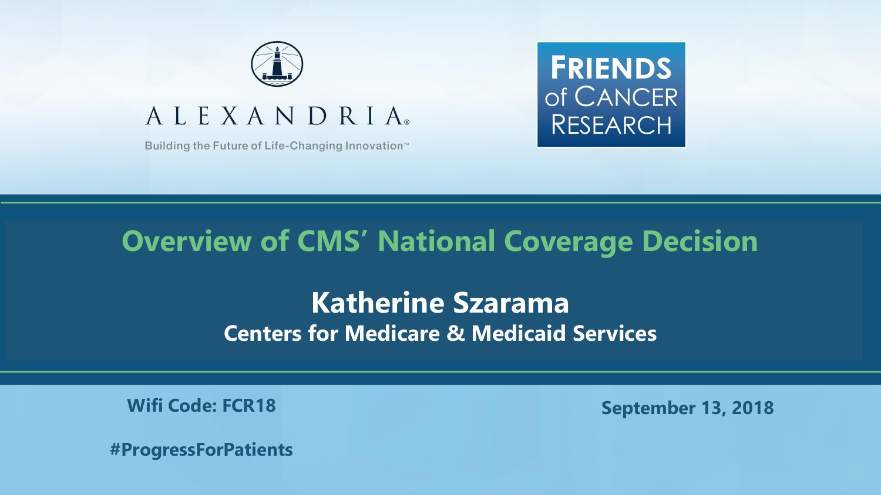ALEXANDRIA®

Building the Future of Life-Changing Innovation™

FRIENDS of CANCER RESEARCH

# Overview of CMS' National Coverage Decision

**Katherine Szarama**

**Centers for Medicare & Medicaid Services**

**Wifi Code: FCR18**

**#ProgressForPatients**

**September 13, 2018**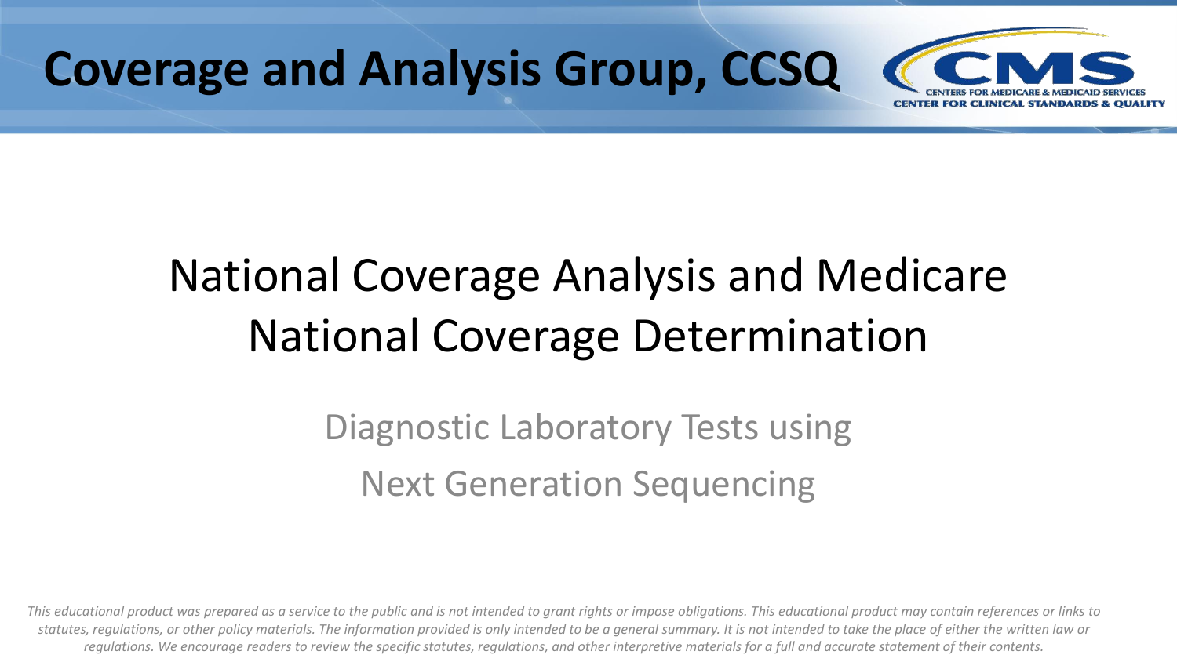# Coverage and Analysis Group, CCSQ

# National Coverage Analysis and Medicare National Coverage Determination

## Diagnostic Laboratory Tests using Next Generation Sequencing

*This educational product was prepared as a service to the public and is not intended to grant rights or impose obligations. This educational product may contain references or links to statutes, regulations, or other policy materials. The information provided is only intended to be a general summary. It is not intended to take the place of either the written law or regulations. We encourage readers to review the specific statutes, regulations, and other interpretive materials for a full and accurate statement of their contents.*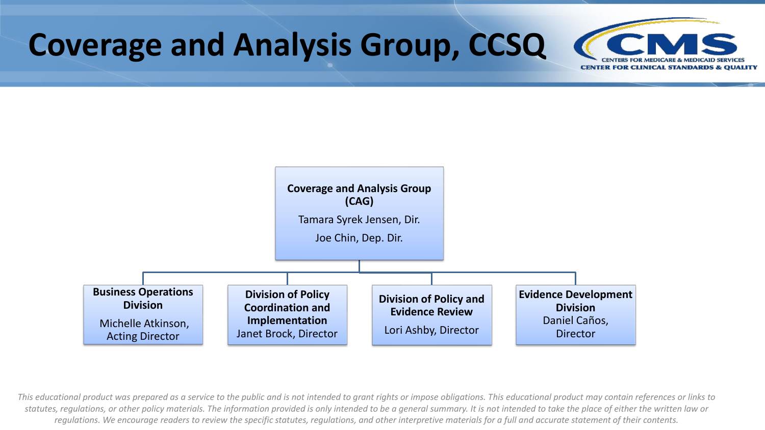# Coverage and Analysis Group, CCSQ

**Coverage and Analysis Group (CAG)**

Tamara Syrek Jensen, Dir.

Joe Chin, Dep. Dir.

- **Business Operations Division**
  Michelle Atkinson, Acting Director
- **Division of Policy Coordination and Implementation**
  Janet Brock, Director
- **Division of Policy and Evidence Review**
  Lori Ashby, Director
- **Evidence Development Division**
  Daniel Caños, Director

*This educational product was prepared as a service to the public and is not intended to grant rights or impose obligations. This educational product may contain references or links to statutes, regulations, or other policy materials. The information provided is only intended to be a general summary. It is not intended to take the place of either the written law or regulations. We encourage readers to review the specific statutes, regulations, and other interpretive materials for a full and accurate statement of their contents.*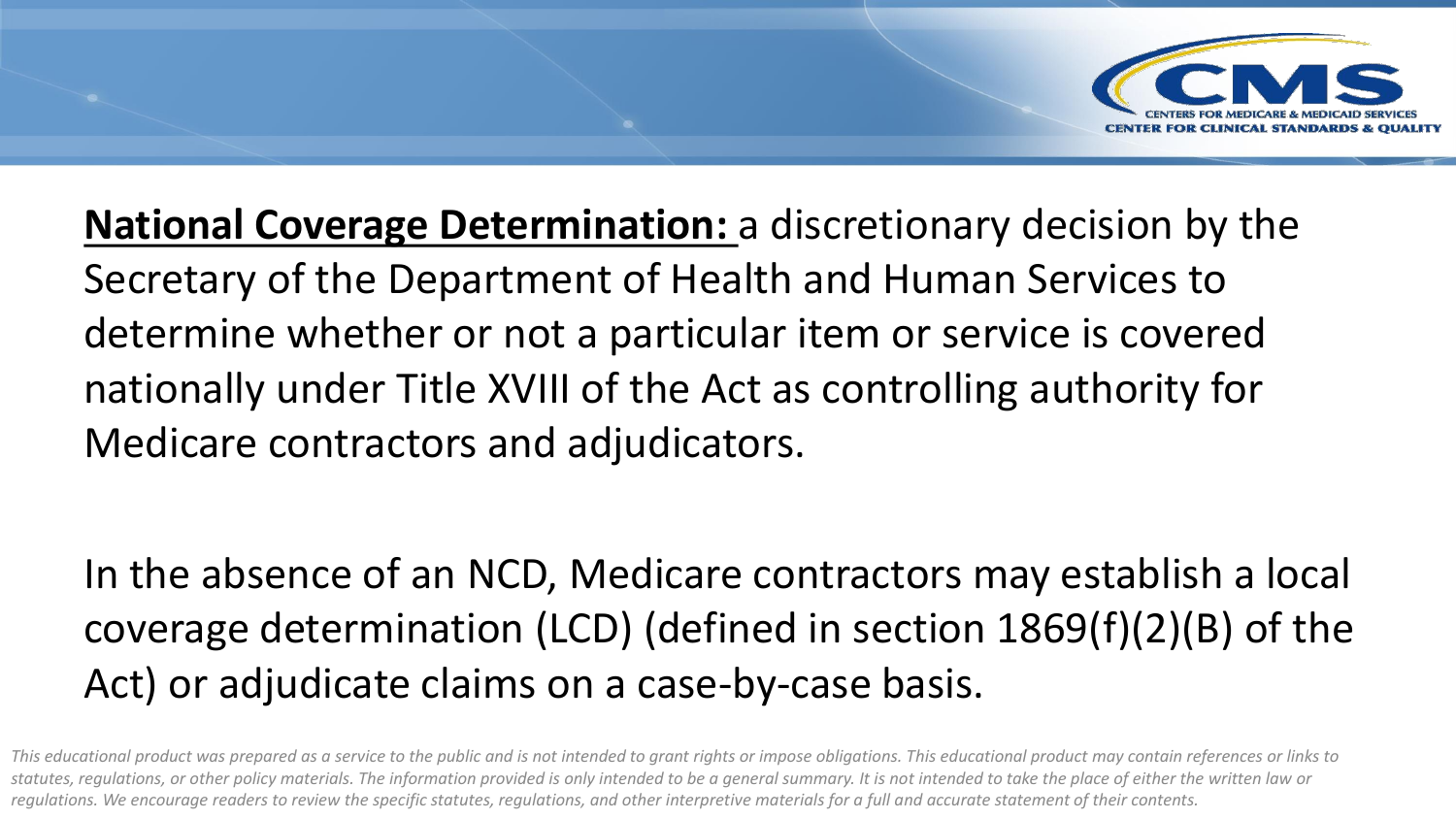**<u>National Coverage Determination:</u>** a discretionary decision by the Secretary of the Department of Health and Human Services to determine whether or not a particular item or service is covered nationally under Title XVIII of the Act as controlling authority for Medicare contractors and adjudicators.

In the absence of an NCD, Medicare contractors may establish a local coverage determination (LCD) (defined in section 1869(f)(2)(B) of the Act) or adjudicate claims on a case-by-case basis.

*This educational product was prepared as a service to the public and is not intended to grant rights or impose obligations. This educational product may contain references or links to statutes, regulations, or other policy materials. The information provided is only intended to be a general summary. It is not intended to take the place of either the written law or regulations. We encourage readers to review the specific statutes, regulations, and other interpretive materials for a full and accurate statement of their contents.*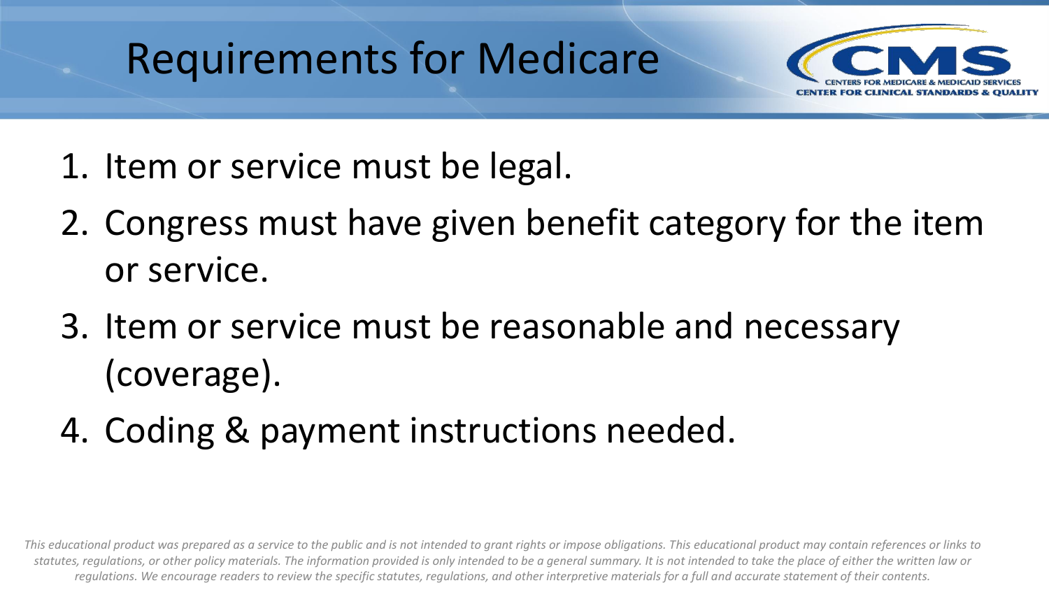# Requirements for Medicare

1. Item or service must be legal.
2. Congress must have given benefit category for the item or service.
3. Item or service must be reasonable and necessary (coverage).
4. Coding & payment instructions needed.

*This educational product was prepared as a service to the public and is not intended to grant rights or impose obligations. This educational product may contain references or links to statutes, regulations, or other policy materials. The information provided is only intended to be a general summary. It is not intended to take the place of either the written law or regulations. We encourage readers to review the specific statutes, regulations, and other interpretive materials for a full and accurate statement of their contents.*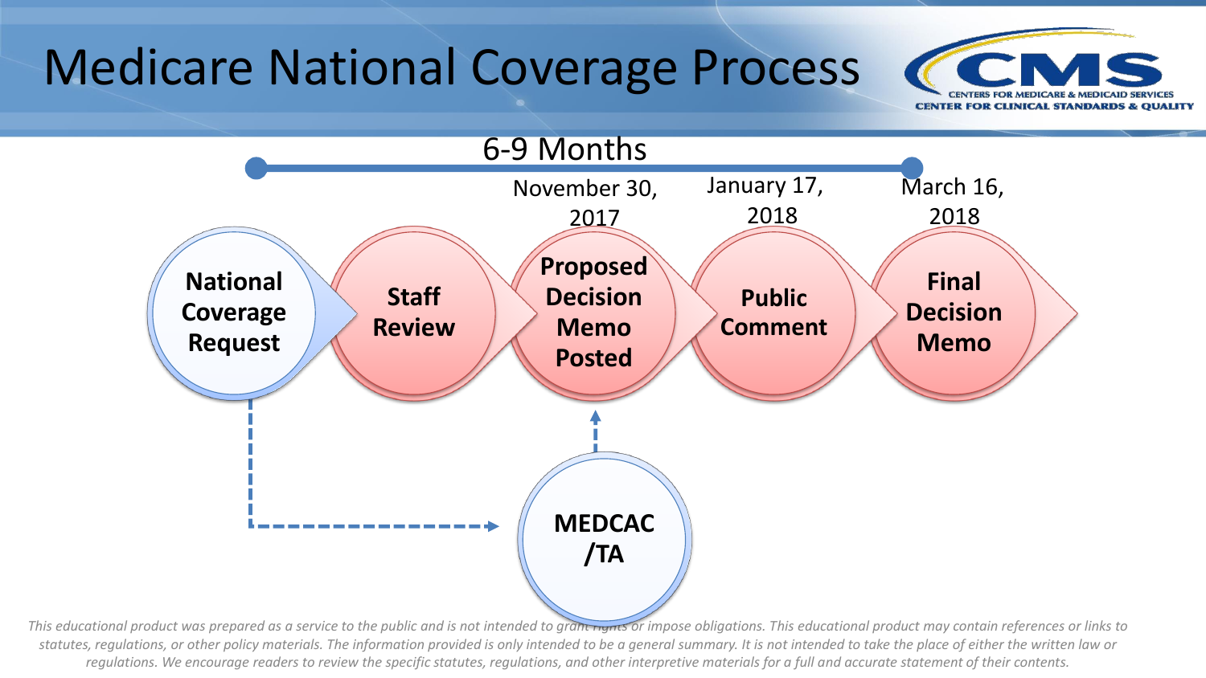# Medicare National Coverage Process

6-9 Months

- **National Coverage Request**
- **Staff Review**
- **Proposed Decision Memo Posted** — November 30, 2017
- **Public Comment** — January 17, 2018
- **Final Decision Memo** — March 16, 2018

**MEDCAC /TA**

*This educational product was prepared as a service to the public and is not intended to grant rights or impose obligations. This educational product may contain references or links to statutes, regulations, or other policy materials. The information provided is only intended to be a general summary. It is not intended to take the place of either the written law or regulations. We encourage readers to review the specific statutes, regulations, and other interpretive materials for a full and accurate statement of their contents.*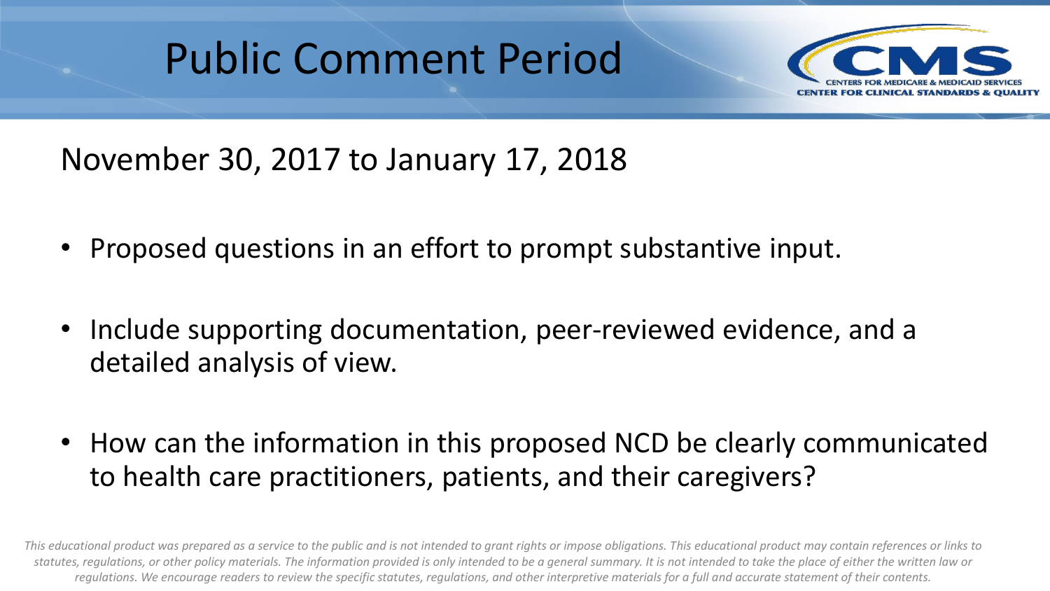# Public Comment Period

November 30, 2017 to January 17, 2018

- Proposed questions in an effort to prompt substantive input.
- Include supporting documentation, peer-reviewed evidence, and a detailed analysis of view.
- How can the information in this proposed NCD be clearly communicated to health care practitioners, patients, and their caregivers?

*This educational product was prepared as a service to the public and is not intended to grant rights or impose obligations. This educational product may contain references or links to statutes, regulations, or other policy materials. The information provided is only intended to be a general summary. It is not intended to take the place of either the written law or regulations. We encourage readers to review the specific statutes, regulations, and other interpretive materials for a full and accurate statement of their contents.*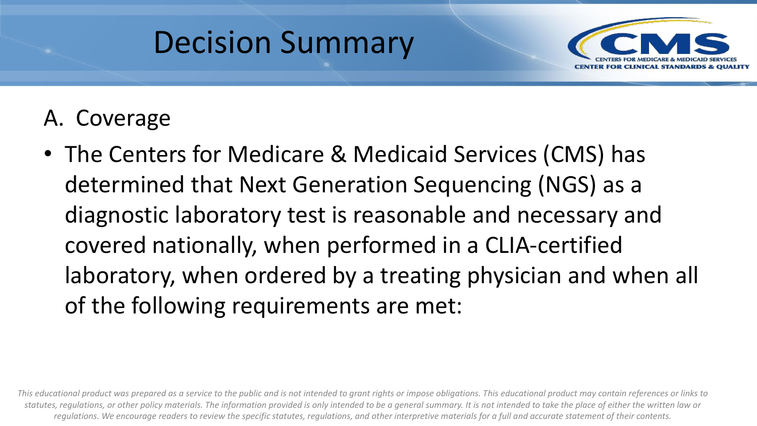# Decision Summary

A. Coverage

- The Centers for Medicare & Medicaid Services (CMS) has determined that Next Generation Sequencing (NGS) as a diagnostic laboratory test is reasonable and necessary and covered nationally, when performed in a CLIA-certified laboratory, when ordered by a treating physician and when all of the following requirements are met:

*This educational product was prepared as a service to the public and is not intended to grant rights or impose obligations. This educational product may contain references or links to statutes, regulations, or other policy materials. The information provided is only intended to be a general summary. It is not intended to take the place of either the written law or regulations. We encourage readers to review the specific statutes, regulations, and other interpretive materials for a full and accurate statement of their contents.*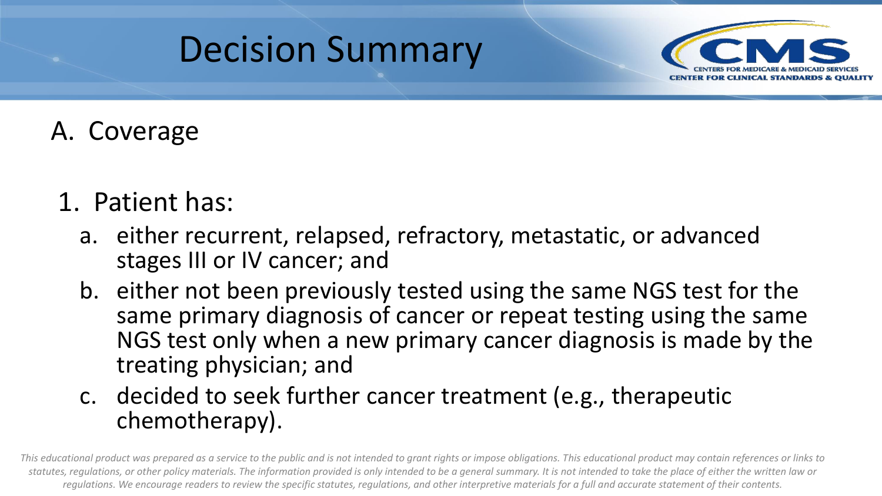# Decision Summary

A. Coverage

1. Patient has:
   a. either recurrent, relapsed, refractory, metastatic, or advanced stages III or IV cancer; and
   b. either not been previously tested using the same NGS test for the same primary diagnosis of cancer or repeat testing using the same NGS test only when a new primary cancer diagnosis is made by the treating physician; and
   c. decided to seek further cancer treatment (e.g., therapeutic chemotherapy).

*This educational product was prepared as a service to the public and is not intended to grant rights or impose obligations. This educational product may contain references or links to statutes, regulations, or other policy materials. The information provided is only intended to be a general summary. It is not intended to take the place of either the written law or regulations. We encourage readers to review the specific statutes, regulations, and other interpretive materials for a full and accurate statement of their contents.*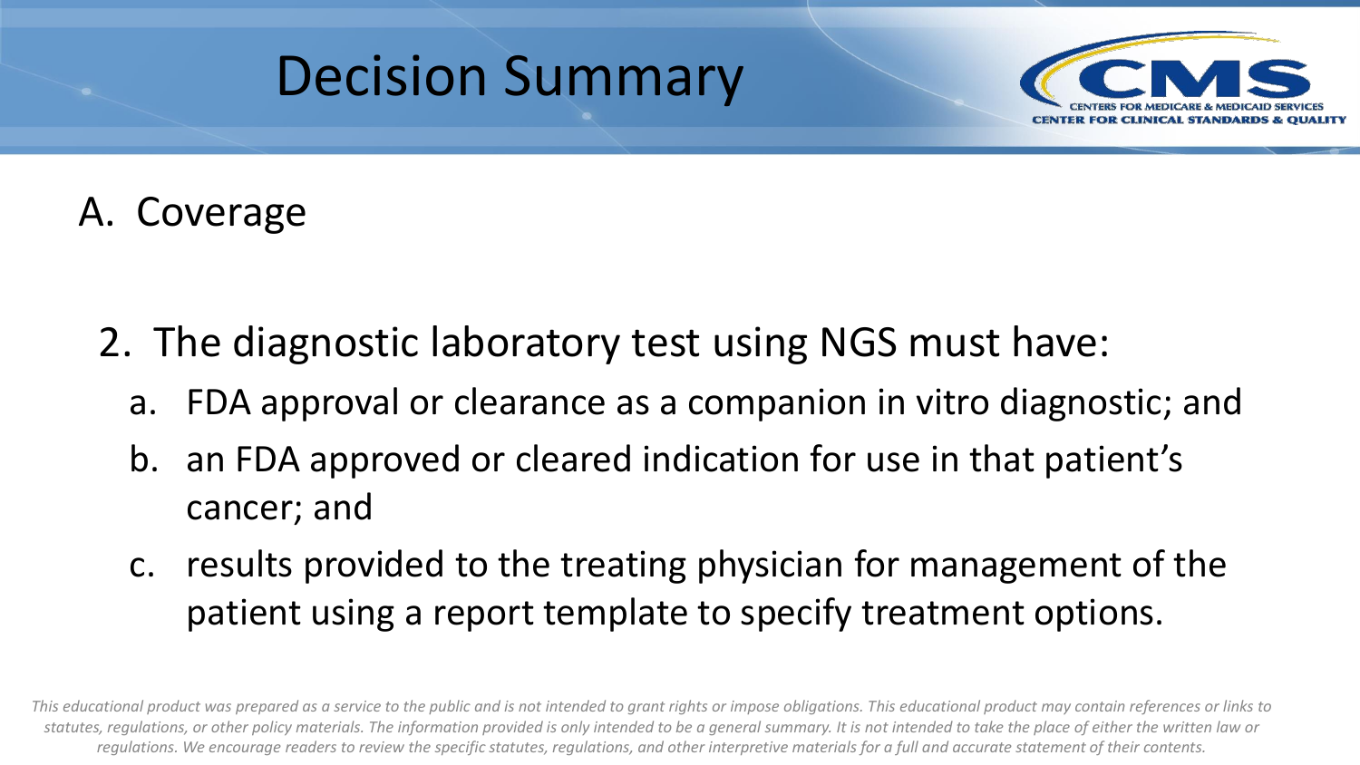# Decision Summary

A. Coverage

2. The diagnostic laboratory test using NGS must have:
   a. FDA approval or clearance as a companion in vitro diagnostic; and
   b. an FDA approved or cleared indication for use in that patient's cancer; and
   c. results provided to the treating physician for management of the patient using a report template to specify treatment options.

*This educational product was prepared as a service to the public and is not intended to grant rights or impose obligations. This educational product may contain references or links to statutes, regulations, or other policy materials. The information provided is only intended to be a general summary. It is not intended to take the place of either the written law or regulations. We encourage readers to review the specific statutes, regulations, and other interpretive materials for a full and accurate statement of their contents.*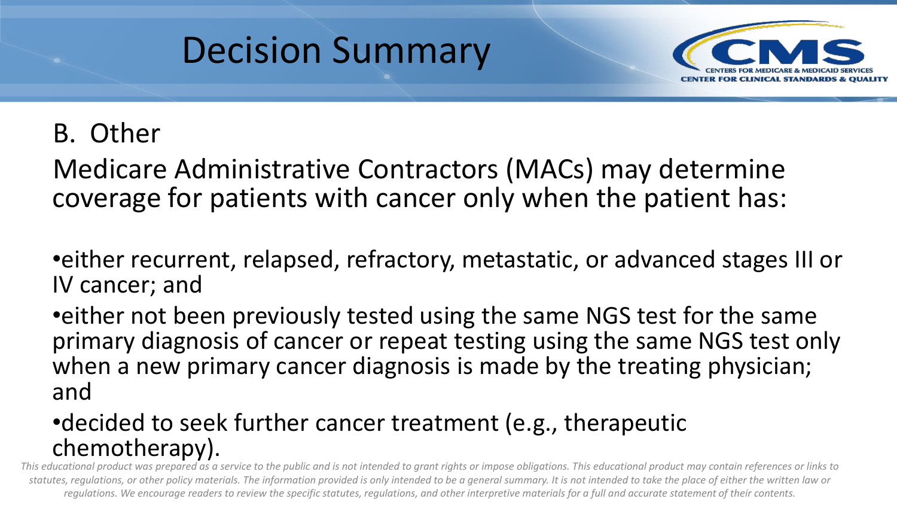# Decision Summary

## B. Other

Medicare Administrative Contractors (MACs) may determine coverage for patients with cancer only when the patient has:

- either recurrent, relapsed, refractory, metastatic, or advanced stages III or IV cancer; and
- either not been previously tested using the same NGS test for the same primary diagnosis of cancer or repeat testing using the same NGS test only when a new primary cancer diagnosis is made by the treating physician; and
- decided to seek further cancer treatment (e.g., therapeutic chemotherapy).

*This educational product was prepared as a service to the public and is not intended to grant rights or impose obligations. This educational product may contain references or links to statutes, regulations, or other policy materials. The information provided is only intended to be a general summary. It is not intended to take the place of either the written law or regulations. We encourage readers to review the specific statutes, regulations, and other interpretive materials for a full and accurate statement of their contents.*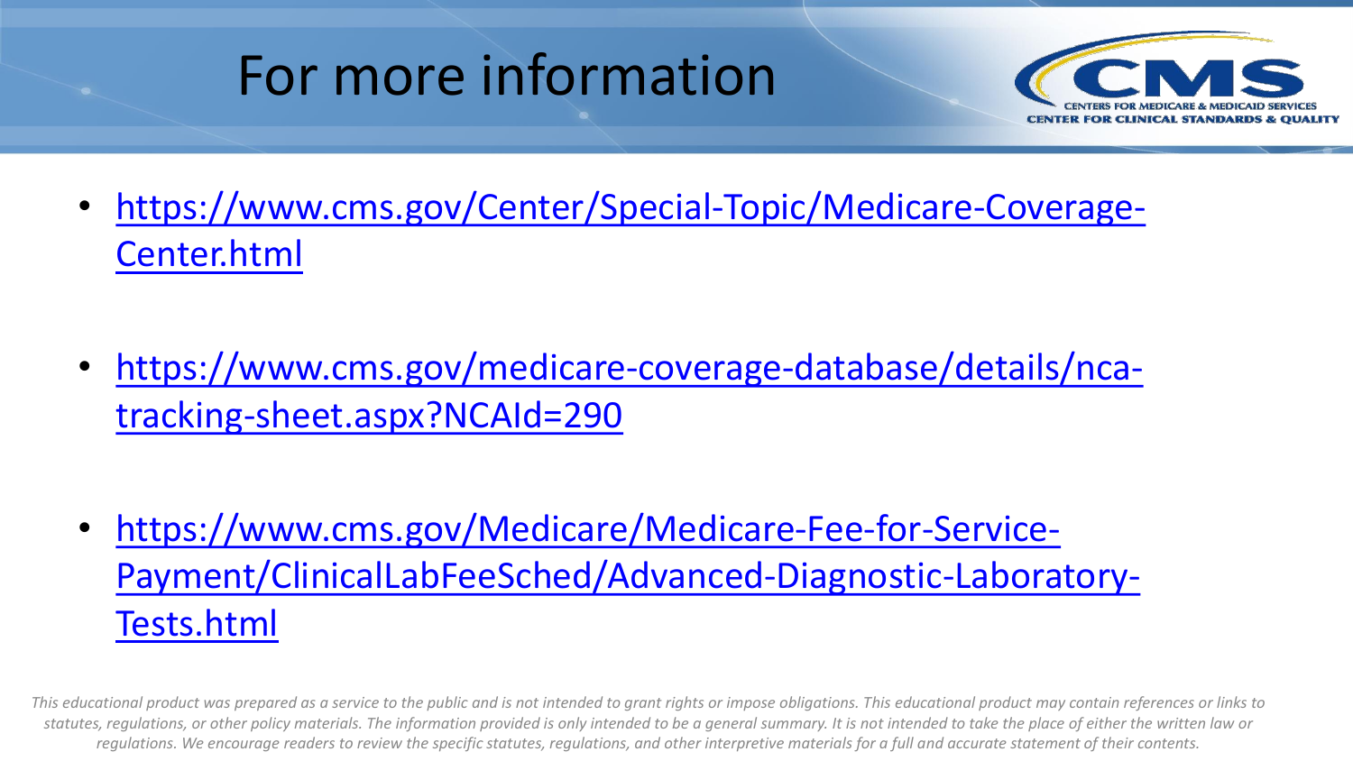# For more information

- https://www.cms.gov/Center/Special-Topic/Medicare-Coverage-Center.html
- https://www.cms.gov/medicare-coverage-database/details/nca-tracking-sheet.aspx?NCAId=290
- https://www.cms.gov/Medicare/Medicare-Fee-for-Service-Payment/ClinicalLabFeeSched/Advanced-Diagnostic-Laboratory-Tests.html

*This educational product was prepared as a service to the public and is not intended to grant rights or impose obligations. This educational product may contain references or links to statutes, regulations, or other policy materials. The information provided is only intended to be a general summary. It is not intended to take the place of either the written law or regulations. We encourage readers to review the specific statutes, regulations, and other interpretive materials for a full and accurate statement of their contents.*